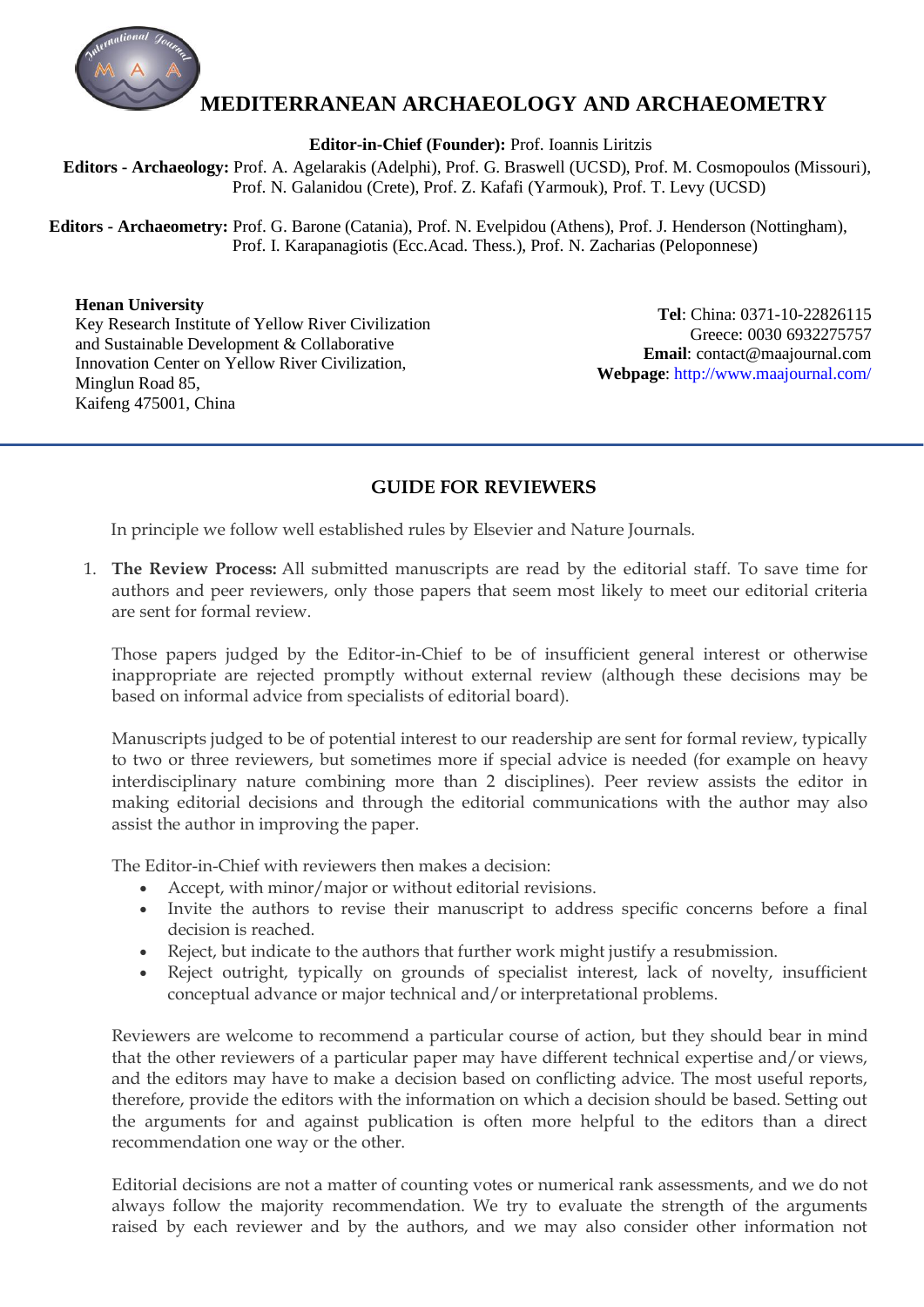# MEDITERRANEAN ARCHAEOLOGY AND ARCHAEOMETRY

**Editor-in-Chief (Founder):** Prof. Ioannis Liritzis

**Editors - Archaeology:** Prof. A. Agelarakis (Adelphi), Prof. G. Braswell (UCSD), Prof. M. Cosmopoulos (Missouri), Prof. N. Galanidou (Crete), Prof. Z. Kafafi (Yarmouk), Prof. T. Levy (UCSD)

**Editors - Archaeometry:** Prof. G. Barone (Catania), Prof. N. Evelpidou (Athens), Prof. J. Henderson (Nottingham), Prof. I. Karapanagiotis (Ecc.Acad. Thess.), Prof. N. Zacharias (Peloponnese)

**Henan University**
Key Research Institute of Yellow River Civilization and Sustainable Development & Collaborative Innovation Center on Yellow River Civilization,
Minglun Road 85,
Kaifeng 475001, China

**Tel**: China: 0371-10-22826115
Greece: 0030 6932275757
**Email**: contact@maajournal.com
**Webpage**: http://www.maajournal.com/

## GUIDE FOR REVIEWERS

In principle we follow well established rules by Elsevier and Nature Journals.

1. **The Review Process:** All submitted manuscripts are read by the editorial staff. To save time for authors and peer reviewers, only those papers that seem most likely to meet our editorial criteria are sent for formal review.

   Those papers judged by the Editor-in-Chief to be of insufficient general interest or otherwise inappropriate are rejected promptly without external review (although these decisions may be based on informal advice from specialists of editorial board).

   Manuscripts judged to be of potential interest to our readership are sent for formal review, typically to two or three reviewers, but sometimes more if special advice is needed (for example on heavy interdisciplinary nature combining more than 2 disciplines). Peer review assists the editor in making editorial decisions and through the editorial communications with the author may also assist the author in improving the paper.

   The Editor-in-Chief with reviewers then makes a decision:

   - Accept, with minor/major or without editorial revisions.
   - Invite the authors to revise their manuscript to address specific concerns before a final decision is reached.
   - Reject, but indicate to the authors that further work might justify a resubmission.
   - Reject outright, typically on grounds of specialist interest, lack of novelty, insufficient conceptual advance or major technical and/or interpretational problems.

   Reviewers are welcome to recommend a particular course of action, but they should bear in mind that the other reviewers of a particular paper may have different technical expertise and/or views, and the editors may have to make a decision based on conflicting advice. The most useful reports, therefore, provide the editors with the information on which a decision should be based. Setting out the arguments for and against publication is often more helpful to the editors than a direct recommendation one way or the other.

   Editorial decisions are not a matter of counting votes or numerical rank assessments, and we do not always follow the majority recommendation. We try to evaluate the strength of the arguments raised by each reviewer and by the authors, and we may also consider other information not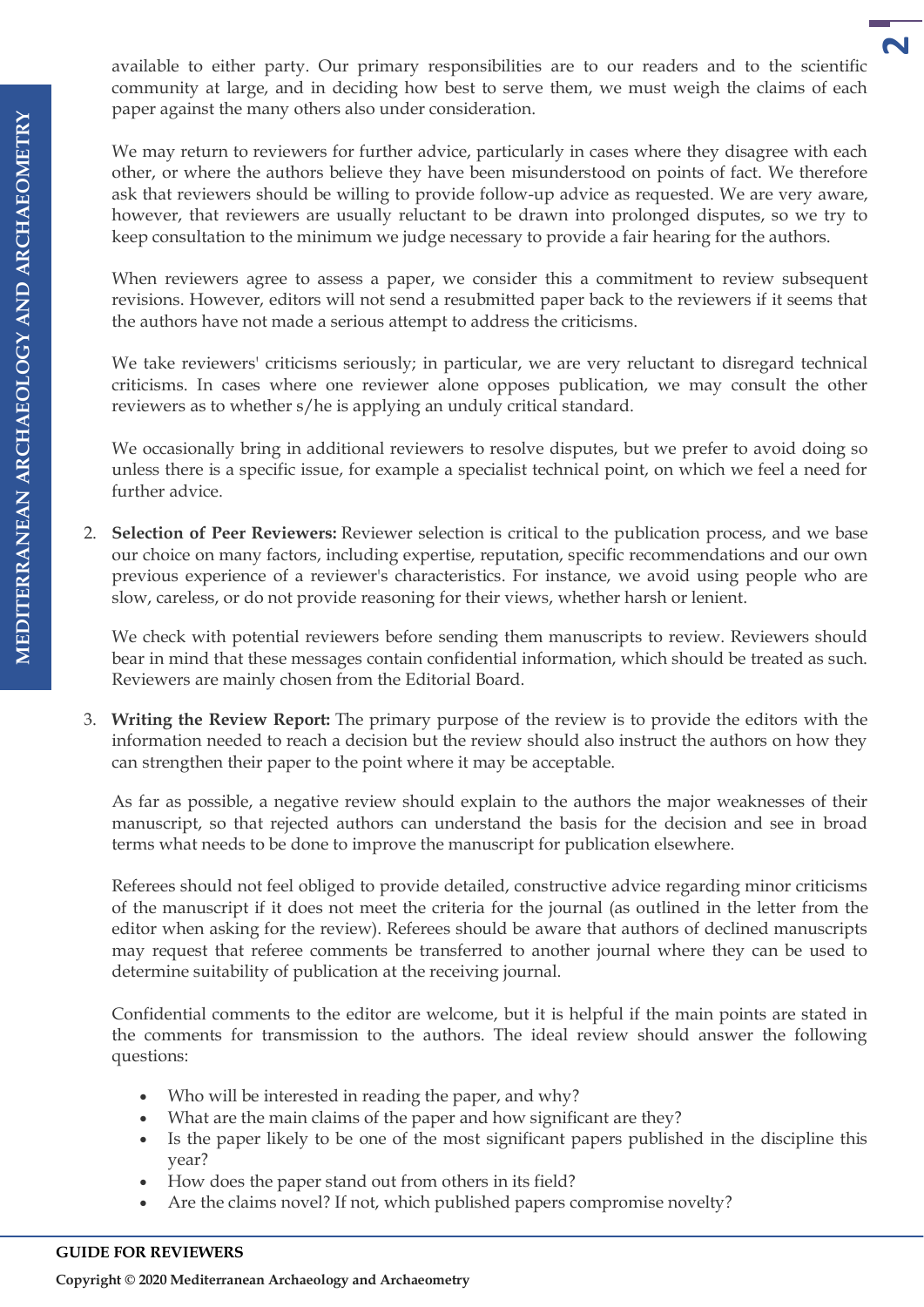available to either party. Our primary responsibilities are to our readers and to the scientific community at large, and in deciding how best to serve them, we must weigh the claims of each paper against the many others also under consideration.

We may return to reviewers for further advice, particularly in cases where they disagree with each other, or where the authors believe they have been misunderstood on points of fact. We therefore ask that reviewers should be willing to provide follow-up advice as requested. We are very aware, however, that reviewers are usually reluctant to be drawn into prolonged disputes, so we try to keep consultation to the minimum we judge necessary to provide a fair hearing for the authors.

When reviewers agree to assess a paper, we consider this a commitment to review subsequent revisions. However, editors will not send a resubmitted paper back to the reviewers if it seems that the authors have not made a serious attempt to address the criticisms.

We take reviewers' criticisms seriously; in particular, we are very reluctant to disregard technical criticisms. In cases where one reviewer alone opposes publication, we may consult the other reviewers as to whether s/he is applying an unduly critical standard.

We occasionally bring in additional reviewers to resolve disputes, but we prefer to avoid doing so unless there is a specific issue, for example a specialist technical point, on which we feel a need for further advice.

2. **Selection of Peer Reviewers:** Reviewer selection is critical to the publication process, and we base our choice on many factors, including expertise, reputation, specific recommendations and our own previous experience of a reviewer's characteristics. For instance, we avoid using people who are slow, careless, or do not provide reasoning for their views, whether harsh or lenient.

   We check with potential reviewers before sending them manuscripts to review. Reviewers should bear in mind that these messages contain confidential information, which should be treated as such. Reviewers are mainly chosen from the Editorial Board.

3. **Writing the Review Report:** The primary purpose of the review is to provide the editors with the information needed to reach a decision but the review should also instruct the authors on how they can strengthen their paper to the point where it may be acceptable.

   As far as possible, a negative review should explain to the authors the major weaknesses of their manuscript, so that rejected authors can understand the basis for the decision and see in broad terms what needs to be done to improve the manuscript for publication elsewhere.

   Referees should not feel obliged to provide detailed, constructive advice regarding minor criticisms of the manuscript if it does not meet the criteria for the journal (as outlined in the letter from the editor when asking for the review). Referees should be aware that authors of declined manuscripts may request that referee comments be transferred to another journal where they can be used to determine suitability of publication at the receiving journal.

   Confidential comments to the editor are welcome, but it is helpful if the main points are stated in the comments for transmission to the authors. The ideal review should answer the following questions:

   - Who will be interested in reading the paper, and why?
   - What are the main claims of the paper and how significant are they?
   - Is the paper likely to be one of the most significant papers published in the discipline this year?
   - How does the paper stand out from others in its field?
   - Are the claims novel? If not, which published papers compromise novelty?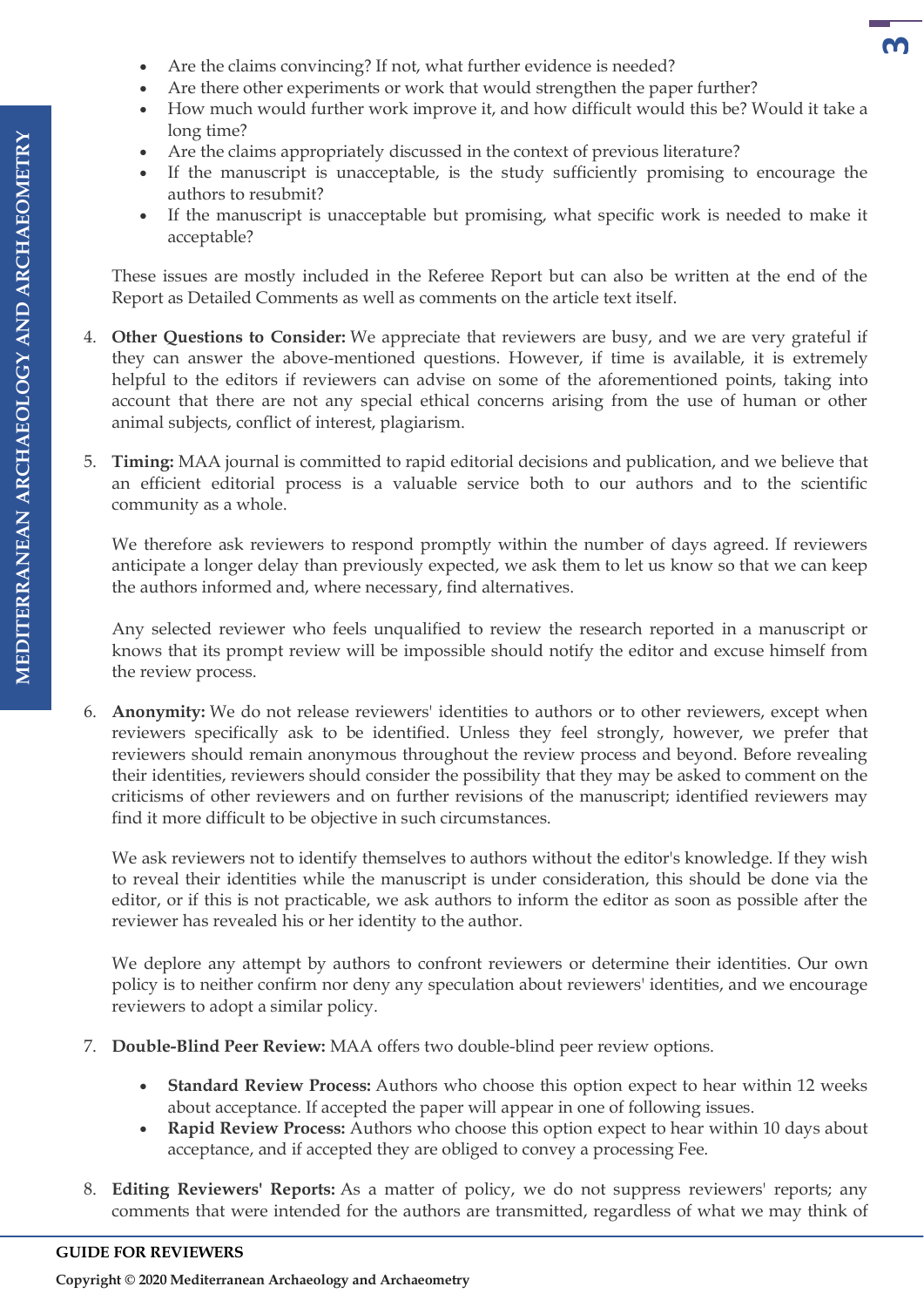- Are the claims convincing? If not, what further evidence is needed?
- Are there other experiments or work that would strengthen the paper further?
- How much would further work improve it, and how difficult would this be? Would it take a long time?
- Are the claims appropriately discussed in the context of previous literature?
- If the manuscript is unacceptable, is the study sufficiently promising to encourage the authors to resubmit?
- If the manuscript is unacceptable but promising, what specific work is needed to make it acceptable?

These issues are mostly included in the Referee Report but can also be written at the end of the Report as Detailed Comments as well as comments on the article text itself.

4. **Other Questions to Consider:** We appreciate that reviewers are busy, and we are very grateful if they can answer the above-mentioned questions. However, if time is available, it is extremely helpful to the editors if reviewers can advise on some of the aforementioned points, taking into account that there are not any special ethical concerns arising from the use of human or other animal subjects, conflict of interest, plagiarism.

5. **Timing:** MAA journal is committed to rapid editorial decisions and publication, and we believe that an efficient editorial process is a valuable service both to our authors and to the scientific community as a whole.

   We therefore ask reviewers to respond promptly within the number of days agreed. If reviewers anticipate a longer delay than previously expected, we ask them to let us know so that we can keep the authors informed and, where necessary, find alternatives.

   Any selected reviewer who feels unqualified to review the research reported in a manuscript or knows that its prompt review will be impossible should notify the editor and excuse himself from the review process.

6. **Anonymity:** We do not release reviewers' identities to authors or to other reviewers, except when reviewers specifically ask to be identified. Unless they feel strongly, however, we prefer that reviewers should remain anonymous throughout the review process and beyond. Before revealing their identities, reviewers should consider the possibility that they may be asked to comment on the criticisms of other reviewers and on further revisions of the manuscript; identified reviewers may find it more difficult to be objective in such circumstances.

   We ask reviewers not to identify themselves to authors without the editor's knowledge. If they wish to reveal their identities while the manuscript is under consideration, this should be done via the editor, or if this is not practicable, we ask authors to inform the editor as soon as possible after the reviewer has revealed his or her identity to the author.

   We deplore any attempt by authors to confront reviewers or determine their identities. Our own policy is to neither confirm nor deny any speculation about reviewers' identities, and we encourage reviewers to adopt a similar policy.

7. **Double-Blind Peer Review:** MAA offers two double-blind peer review options.

   - **Standard Review Process:** Authors who choose this option expect to hear within 12 weeks about acceptance. If accepted the paper will appear in one of following issues.
   - **Rapid Review Process:** Authors who choose this option expect to hear within 10 days about acceptance, and if accepted they are obliged to convey a processing Fee.

8. **Editing Reviewers' Reports:** As a matter of policy, we do not suppress reviewers' reports; any comments that were intended for the authors are transmitted, regardless of what we may think of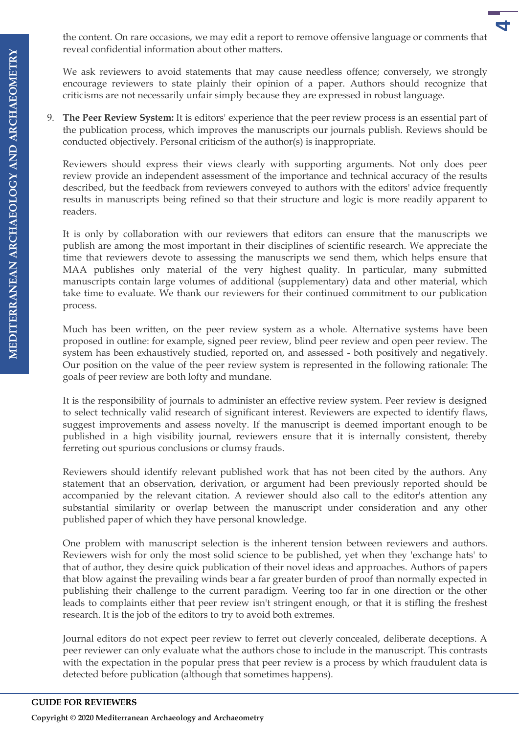the content. On rare occasions, we may edit a report to remove offensive language or comments that reveal confidential information about other matters.

We ask reviewers to avoid statements that may cause needless offence; conversely, we strongly encourage reviewers to state plainly their opinion of a paper. Authors should recognize that criticisms are not necessarily unfair simply because they are expressed in robust language.

9. **The Peer Review System:** It is editors' experience that the peer review process is an essential part of the publication process, which improves the manuscripts our journals publish. Reviews should be conducted objectively. Personal criticism of the author(s) is inappropriate.

   Reviewers should express their views clearly with supporting arguments. Not only does peer review provide an independent assessment of the importance and technical accuracy of the results described, but the feedback from reviewers conveyed to authors with the editors' advice frequently results in manuscripts being refined so that their structure and logic is more readily apparent to readers.

   It is only by collaboration with our reviewers that editors can ensure that the manuscripts we publish are among the most important in their disciplines of scientific research. We appreciate the time that reviewers devote to assessing the manuscripts we send them, which helps ensure that MAA publishes only material of the very highest quality. In particular, many submitted manuscripts contain large volumes of additional (supplementary) data and other material, which take time to evaluate. We thank our reviewers for their continued commitment to our publication process.

   Much has been written, on the peer review system as a whole. Alternative systems have been proposed in outline: for example, signed peer review, blind peer review and open peer review. The system has been exhaustively studied, reported on, and assessed - both positively and negatively. Our position on the value of the peer review system is represented in the following rationale: The goals of peer review are both lofty and mundane.

   It is the responsibility of journals to administer an effective review system. Peer review is designed to select technically valid research of significant interest. Reviewers are expected to identify flaws, suggest improvements and assess novelty. If the manuscript is deemed important enough to be published in a high visibility journal, reviewers ensure that it is internally consistent, thereby ferreting out spurious conclusions or clumsy frauds.

   Reviewers should identify relevant published work that has not been cited by the authors. Any statement that an observation, derivation, or argument had been previously reported should be accompanied by the relevant citation. A reviewer should also call to the editor's attention any substantial similarity or overlap between the manuscript under consideration and any other published paper of which they have personal knowledge.

   One problem with manuscript selection is the inherent tension between reviewers and authors. Reviewers wish for only the most solid science to be published, yet when they 'exchange hats' to that of author, they desire quick publication of their novel ideas and approaches. Authors of papers that blow against the prevailing winds bear a far greater burden of proof than normally expected in publishing their challenge to the current paradigm. Veering too far in one direction or the other leads to complaints either that peer review isn't stringent enough, or that it is stifling the freshest research. It is the job of the editors to try to avoid both extremes.

   Journal editors do not expect peer review to ferret out cleverly concealed, deliberate deceptions. A peer reviewer can only evaluate what the authors chose to include in the manuscript. This contrasts with the expectation in the popular press that peer review is a process by which fraudulent data is detected before publication (although that sometimes happens).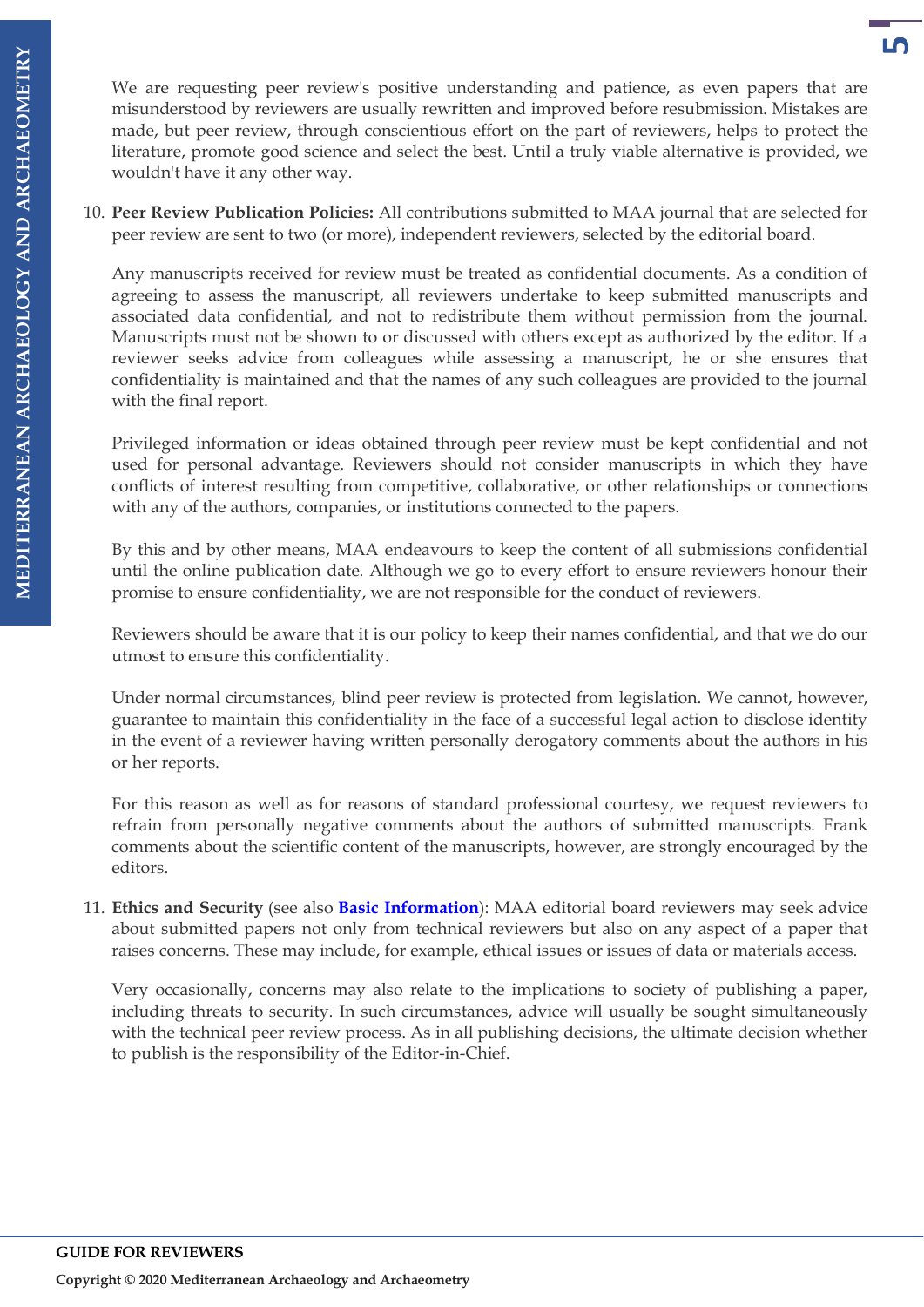We are requesting peer review's positive understanding and patience, as even papers that are misunderstood by reviewers are usually rewritten and improved before resubmission. Mistakes are made, but peer review, through conscientious effort on the part of reviewers, helps to protect the literature, promote good science and select the best. Until a truly viable alternative is provided, we wouldn't have it any other way.

10. **Peer Review Publication Policies:** All contributions submitted to MAA journal that are selected for peer review are sent to two (or more), independent reviewers, selected by the editorial board.

    Any manuscripts received for review must be treated as confidential documents. As a condition of agreeing to assess the manuscript, all reviewers undertake to keep submitted manuscripts and associated data confidential, and not to redistribute them without permission from the journal. Manuscripts must not be shown to or discussed with others except as authorized by the editor. If a reviewer seeks advice from colleagues while assessing a manuscript, he or she ensures that confidentiality is maintained and that the names of any such colleagues are provided to the journal with the final report.

    Privileged information or ideas obtained through peer review must be kept confidential and not used for personal advantage. Reviewers should not consider manuscripts in which they have conflicts of interest resulting from competitive, collaborative, or other relationships or connections with any of the authors, companies, or institutions connected to the papers.

    By this and by other means, MAA endeavours to keep the content of all submissions confidential until the online publication date. Although we go to every effort to ensure reviewers honour their promise to ensure confidentiality, we are not responsible for the conduct of reviewers.

    Reviewers should be aware that it is our policy to keep their names confidential, and that we do our utmost to ensure this confidentiality.

    Under normal circumstances, blind peer review is protected from legislation. We cannot, however, guarantee to maintain this confidentiality in the face of a successful legal action to disclose identity in the event of a reviewer having written personally derogatory comments about the authors in his or her reports.

    For this reason as well as for reasons of standard professional courtesy, we request reviewers to refrain from personally negative comments about the authors of submitted manuscripts. Frank comments about the scientific content of the manuscripts, however, are strongly encouraged by the editors.

11. **Ethics and Security** (see also **Basic Information**): MAA editorial board reviewers may seek advice about submitted papers not only from technical reviewers but also on any aspect of a paper that raises concerns. These may include, for example, ethical issues or issues of data or materials access.

    Very occasionally, concerns may also relate to the implications to society of publishing a paper, including threats to security. In such circumstances, advice will usually be sought simultaneously with the technical peer review process. As in all publishing decisions, the ultimate decision whether to publish is the responsibility of the Editor-in-Chief.